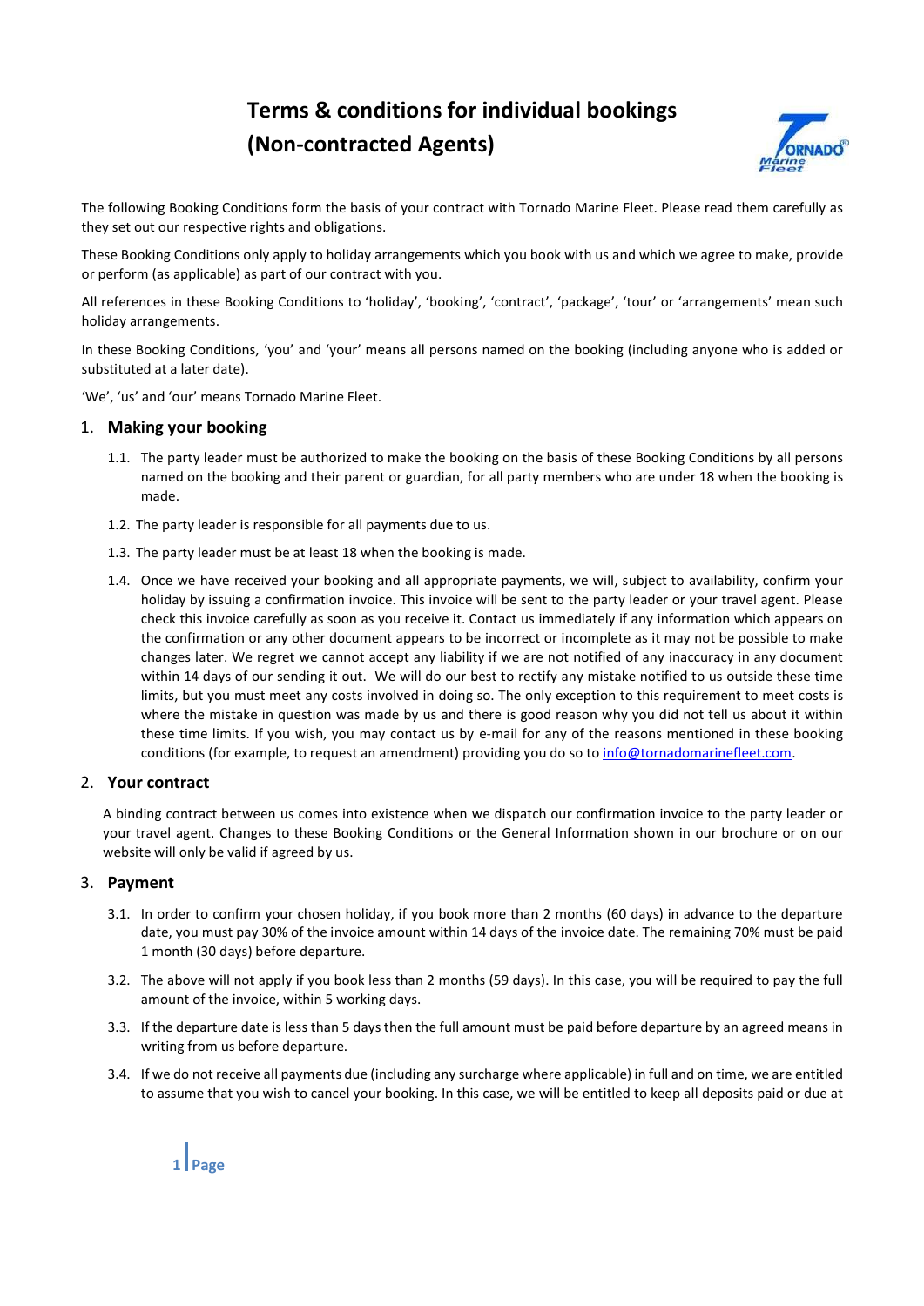# Terms & conditions for individual bookings (Non-contracted Agents)

The following Booking Conditions form the basis of your contract with Tornado Marine Fleet. Please read them carefully as they set out our respective rights and obligations.

These Booking Conditions only apply to holiday arrangements which you book with us and which we agree to make, provide or perform (as applicable) as part of our contract with you.

All references in these Booking Conditions to 'holiday', 'booking', 'contract', 'package', 'tour' or 'arrangements' mean such holiday arrangements.

In these Booking Conditions, 'you' and 'your' means all persons named on the booking (including anyone who is added or substituted at a later date).

'We', 'us' and 'our' means Tornado Marine Fleet.

## 1. Making your booking

1.1. The party leader must be authorized to make the booking on the basis of these Booking Conditions by all persons named on the booking and their parent or guardian, for all party members who are under 18 when the booking is made.

1.2. The party leader is responsible for all payments due to us.

1.3. The party leader must be at least 18 when the booking is made.

1.4. Once we have received your booking and all appropriate payments, we will, subject to availability, confirm your holiday by issuing a confirmation invoice. This invoice will be sent to the party leader or your travel agent. Please check this invoice carefully as soon as you receive it. Contact us immediately if any information which appears on the confirmation or any other document appears to be incorrect or incomplete as it may not be possible to make changes later. We regret we cannot accept any liability if we are not notified of any inaccuracy in any document within 14 days of our sending it out. We will do our best to rectify any mistake notified to us outside these time limits, but you must meet any costs involved in doing so. The only exception to this requirement to meet costs is where the mistake in question was made by us and there is good reason why you did not tell us about it within these time limits. If you wish, you may contact us by e-mail for any of the reasons mentioned in these booking conditions (for example, to request an amendment) providing you do so to info@tornadomarinefleet.com.

## 2. Your contract

A binding contract between us comes into existence when we dispatch our confirmation invoice to the party leader or your travel agent. Changes to these Booking Conditions or the General Information shown in our brochure or on our website will only be valid if agreed by us.

## 3. Payment

3.1. In order to confirm your chosen holiday, if you book more than 2 months (60 days) in advance to the departure date, you must pay 30% of the invoice amount within 14 days of the invoice date. The remaining 70% must be paid 1 month (30 days) before departure.

3.2. The above will not apply if you book less than 2 months (59 days). In this case, you will be required to pay the full amount of the invoice, within 5 working days.

3.3. If the departure date is less than 5 days then the full amount must be paid before departure by an agreed means in writing from us before departure.

3.4. If we do not receive all payments due (including any surcharge where applicable) in full and on time, we are entitled to assume that you wish to cancel your booking. In this case, we will be entitled to keep all deposits paid or due at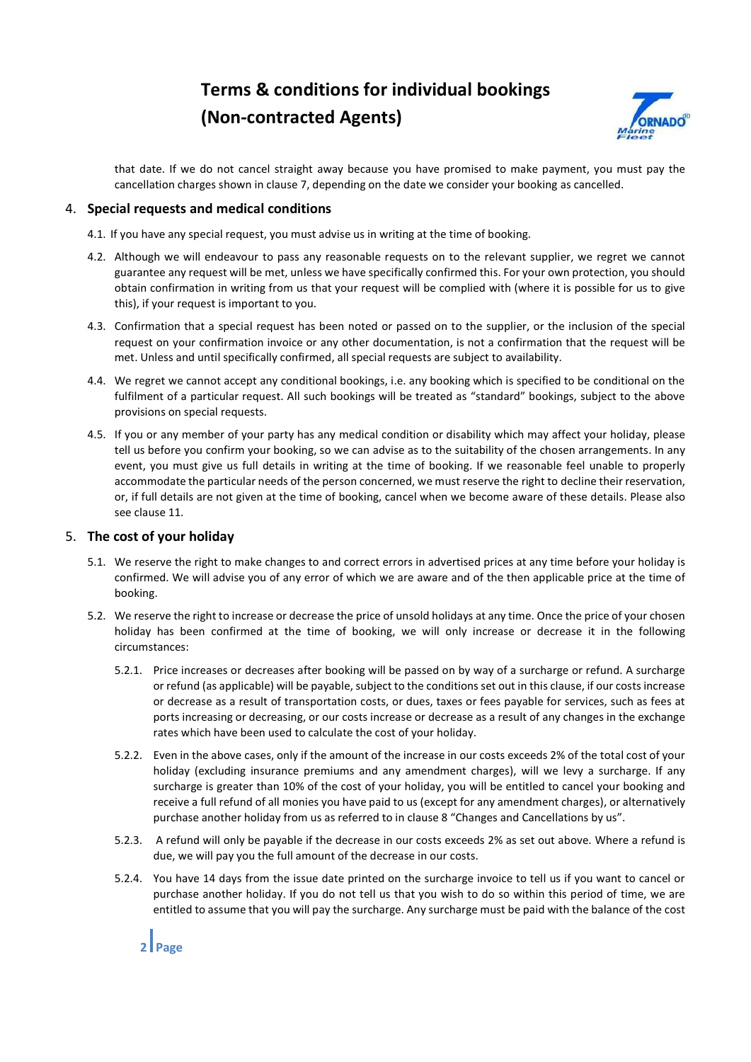that date. If we do not cancel straight away because you have promised to make payment, you must pay the cancellation charges shown in clause 7, depending on the date we consider your booking as cancelled.

## 4. Special requests and medical conditions

4.1. If you have any special request, you must advise us in writing at the time of booking.

4.2. Although we will endeavour to pass any reasonable requests on to the relevant supplier, we regret we cannot guarantee any request will be met, unless we have specifically confirmed this. For your own protection, you should obtain confirmation in writing from us that your request will be complied with (where it is possible for us to give this), if your request is important to you.

4.3. Confirmation that a special request has been noted or passed on to the supplier, or the inclusion of the special request on your confirmation invoice or any other documentation, is not a confirmation that the request will be met. Unless and until specifically confirmed, all special requests are subject to availability.

4.4. We regret we cannot accept any conditional bookings, i.e. any booking which is specified to be conditional on the fulfilment of a particular request. All such bookings will be treated as "standard" bookings, subject to the above provisions on special requests.

4.5. If you or any member of your party has any medical condition or disability which may affect your holiday, please tell us before you confirm your booking, so we can advise as to the suitability of the chosen arrangements. In any event, you must give us full details in writing at the time of booking. If we reasonable feel unable to properly accommodate the particular needs of the person concerned, we must reserve the right to decline their reservation, or, if full details are not given at the time of booking, cancel when we become aware of these details. Please also see clause 11.

## 5. The cost of your holiday

5.1. We reserve the right to make changes to and correct errors in advertised prices at any time before your holiday is confirmed. We will advise you of any error of which we are aware and of the then applicable price at the time of booking.

5.2. We reserve the right to increase or decrease the price of unsold holidays at any time. Once the price of your chosen holiday has been confirmed at the time of booking, we will only increase or decrease it in the following circumstances:

5.2.1. Price increases or decreases after booking will be passed on by way of a surcharge or refund. A surcharge or refund (as applicable) will be payable, subject to the conditions set out in this clause, if our costs increase or decrease as a result of transportation costs, or dues, taxes or fees payable for services, such as fees at ports increasing or decreasing, or our costs increase or decrease as a result of any changes in the exchange rates which have been used to calculate the cost of your holiday.

5.2.2. Even in the above cases, only if the amount of the increase in our costs exceeds 2% of the total cost of your holiday (excluding insurance premiums and any amendment charges), will we levy a surcharge. If any surcharge is greater than 10% of the cost of your holiday, you will be entitled to cancel your booking and receive a full refund of all monies you have paid to us (except for any amendment charges), or alternatively purchase another holiday from us as referred to in clause 8 "Changes and Cancellations by us".

5.2.3. A refund will only be payable if the decrease in our costs exceeds 2% as set out above. Where a refund is due, we will pay you the full amount of the decrease in our costs.

5.2.4. You have 14 days from the issue date printed on the surcharge invoice to tell us if you want to cancel or purchase another holiday. If you do not tell us that you wish to do so within this period of time, we are entitled to assume that you will pay the surcharge. Any surcharge must be paid with the balance of the cost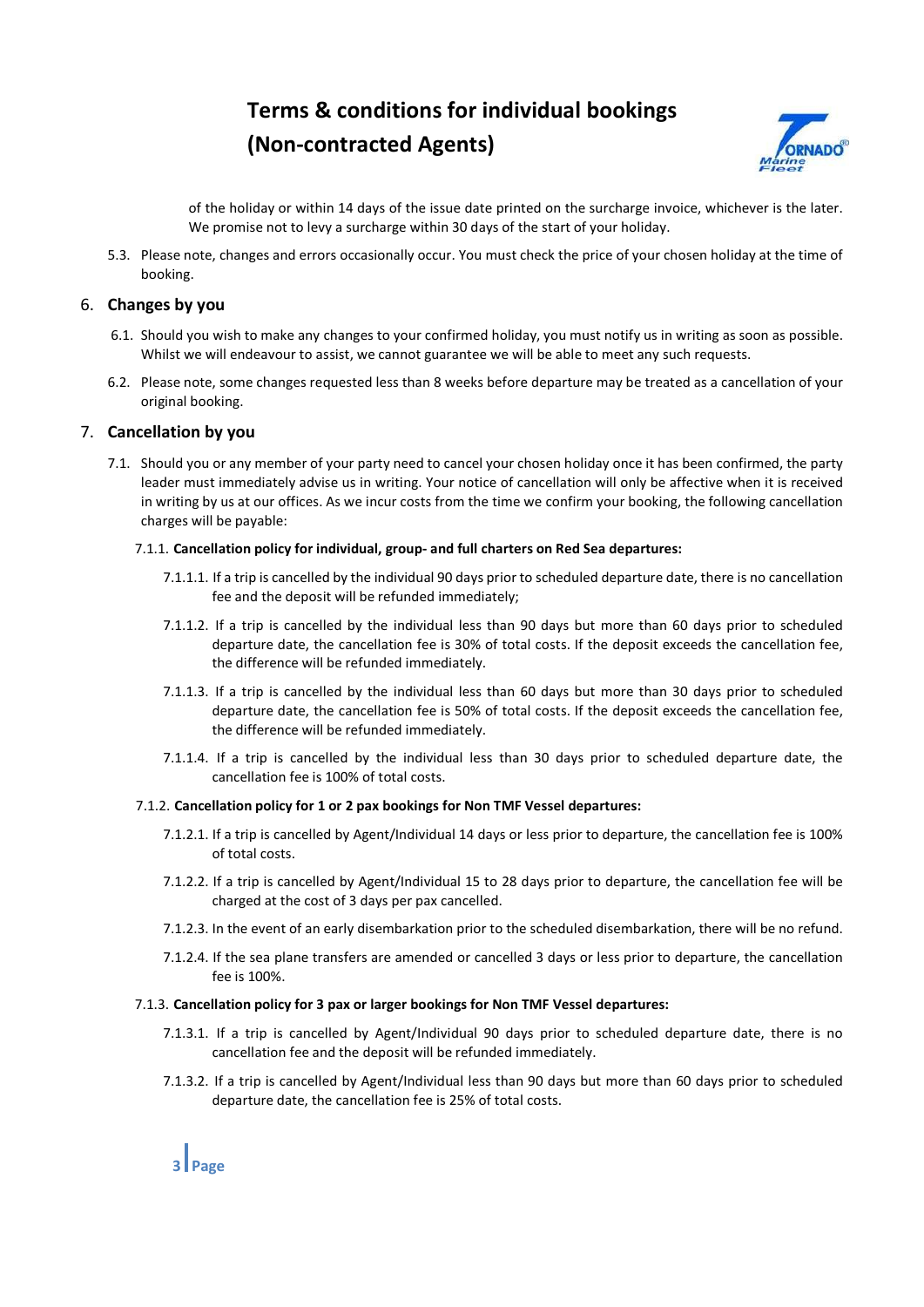of the holiday or within 14 days of the issue date printed on the surcharge invoice, whichever is the later. We promise not to levy a surcharge within 30 days of the start of your holiday.

5.3. Please note, changes and errors occasionally occur. You must check the price of your chosen holiday at the time of booking.

## 6. Changes by you

6.1. Should you wish to make any changes to your confirmed holiday, you must notify us in writing as soon as possible. Whilst we will endeavour to assist, we cannot guarantee we will be able to meet any such requests.

6.2. Please note, some changes requested less than 8 weeks before departure may be treated as a cancellation of your original booking.

## 7. Cancellation by you

7.1. Should you or any member of your party need to cancel your chosen holiday once it has been confirmed, the party leader must immediately advise us in writing. Your notice of cancellation will only be affective when it is received in writing by us at our offices. As we incur costs from the time we confirm your booking, the following cancellation charges will be payable:

7.1.1. **Cancellation policy for individual, group- and full charters on Red Sea departures:**

7.1.1.1. If a trip is cancelled by the individual 90 days prior to scheduled departure date, there is no cancellation fee and the deposit will be refunded immediately;

7.1.1.2. If a trip is cancelled by the individual less than 90 days but more than 60 days prior to scheduled departure date, the cancellation fee is 30% of total costs. If the deposit exceeds the cancellation fee, the difference will be refunded immediately.

7.1.1.3. If a trip is cancelled by the individual less than 60 days but more than 30 days prior to scheduled departure date, the cancellation fee is 50% of total costs. If the deposit exceeds the cancellation fee, the difference will be refunded immediately.

7.1.1.4. If a trip is cancelled by the individual less than 30 days prior to scheduled departure date, the cancellation fee is 100% of total costs.

7.1.2. **Cancellation policy for 1 or 2 pax bookings for Non TMF Vessel departures:**

7.1.2.1. If a trip is cancelled by Agent/Individual 14 days or less prior to departure, the cancellation fee is 100% of total costs.

7.1.2.2. If a trip is cancelled by Agent/Individual 15 to 28 days prior to departure, the cancellation fee will be charged at the cost of 3 days per pax cancelled.

7.1.2.3. In the event of an early disembarkation prior to the scheduled disembarkation, there will be no refund.

7.1.2.4. If the sea plane transfers are amended or cancelled 3 days or less prior to departure, the cancellation fee is 100%.

7.1.3. **Cancellation policy for 3 pax or larger bookings for Non TMF Vessel departures:**

7.1.3.1. If a trip is cancelled by Agent/Individual 90 days prior to scheduled departure date, there is no cancellation fee and the deposit will be refunded immediately.

7.1.3.2. If a trip is cancelled by Agent/Individual less than 90 days but more than 60 days prior to scheduled departure date, the cancellation fee is 25% of total costs.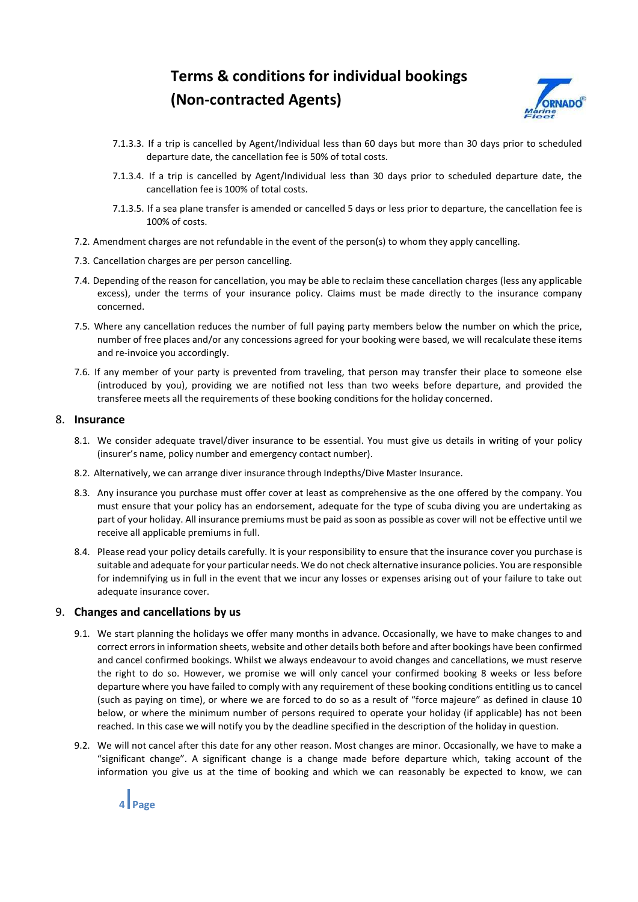7.1.3.3. If a trip is cancelled by Agent/Individual less than 60 days but more than 30 days prior to scheduled departure date, the cancellation fee is 50% of total costs.

7.1.3.4. If a trip is cancelled by Agent/Individual less than 30 days prior to scheduled departure date, the cancellation fee is 100% of total costs.

7.1.3.5. If a sea plane transfer is amended or cancelled 5 days or less prior to departure, the cancellation fee is 100% of costs.

7.2. Amendment charges are not refundable in the event of the person(s) to whom they apply cancelling.

7.3. Cancellation charges are per person cancelling.

7.4. Depending of the reason for cancellation, you may be able to reclaim these cancellation charges (less any applicable excess), under the terms of your insurance policy. Claims must be made directly to the insurance company concerned.

7.5. Where any cancellation reduces the number of full paying party members below the number on which the price, number of free places and/or any concessions agreed for your booking were based, we will recalculate these items and re-invoice you accordingly.

7.6. If any member of your party is prevented from traveling, that person may transfer their place to someone else (introduced by you), providing we are notified not less than two weeks before departure, and provided the transferee meets all the requirements of these booking conditions for the holiday concerned.

## 8. Insurance

8.1. We consider adequate travel/diver insurance to be essential. You must give us details in writing of your policy (insurer's name, policy number and emergency contact number).

8.2. Alternatively, we can arrange diver insurance through Indepths/Dive Master Insurance.

8.3. Any insurance you purchase must offer cover at least as comprehensive as the one offered by the company. You must ensure that your policy has an endorsement, adequate for the type of scuba diving you are undertaking as part of your holiday. All insurance premiums must be paid as soon as possible as cover will not be effective until we receive all applicable premiums in full.

8.4. Please read your policy details carefully. It is your responsibility to ensure that the insurance cover you purchase is suitable and adequate for your particular needs. We do not check alternative insurance policies. You are responsible for indemnifying us in full in the event that we incur any losses or expenses arising out of your failure to take out adequate insurance cover.

## 9. Changes and cancellations by us

9.1. We start planning the holidays we offer many months in advance. Occasionally, we have to make changes to and correct errors in information sheets, website and other details both before and after bookings have been confirmed and cancel confirmed bookings. Whilst we always endeavour to avoid changes and cancellations, we must reserve the right to do so. However, we promise we will only cancel your confirmed booking 8 weeks or less before departure where you have failed to comply with any requirement of these booking conditions entitling us to cancel (such as paying on time), or where we are forced to do so as a result of "force majeure" as defined in clause 10 below, or where the minimum number of persons required to operate your holiday (if applicable) has not been reached. In this case we will notify you by the deadline specified in the description of the holiday in question.

9.2. We will not cancel after this date for any other reason. Most changes are minor. Occasionally, we have to make a "significant change". A significant change is a change made before departure which, taking account of the information you give us at the time of booking and which we can reasonably be expected to know, we can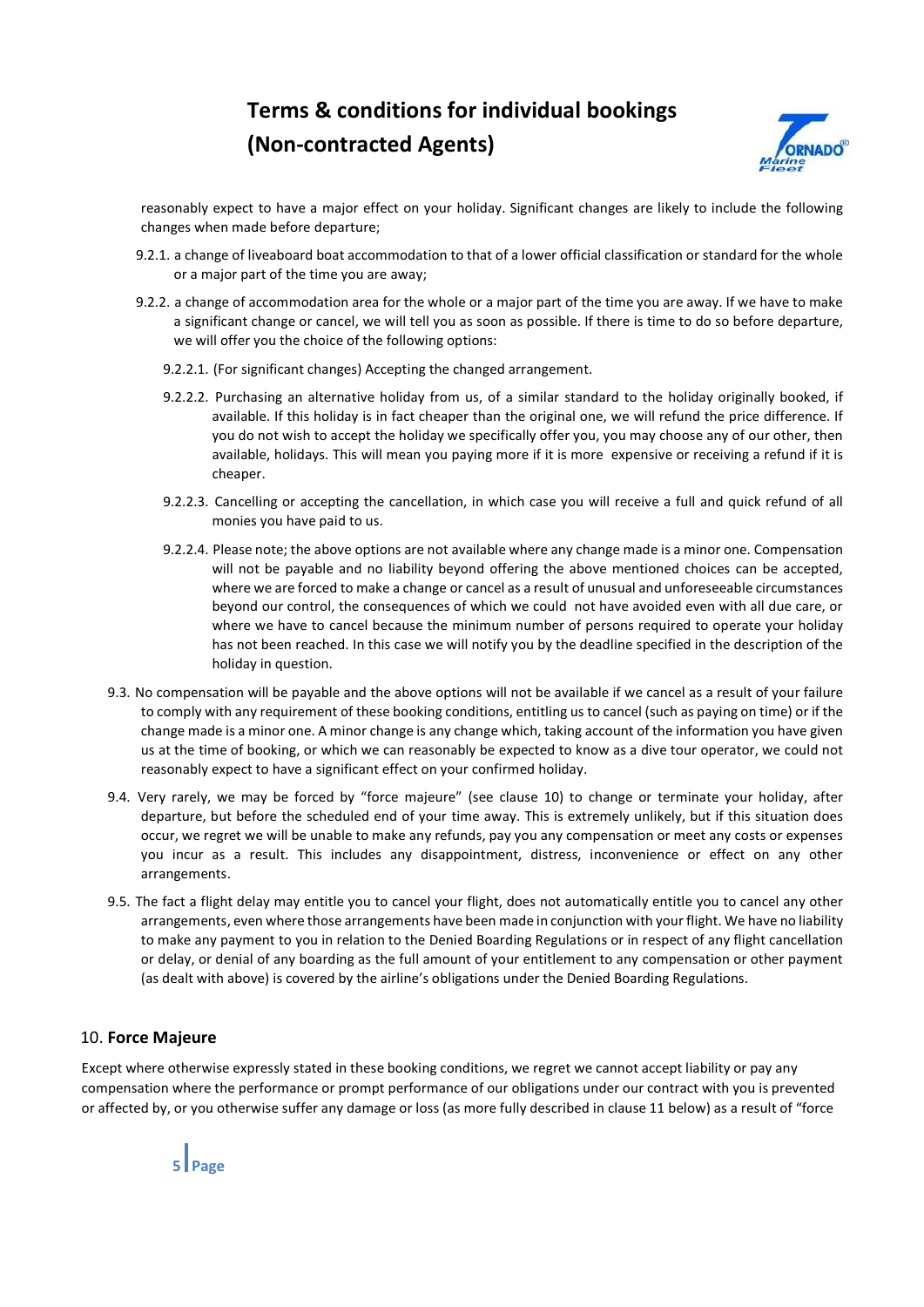reasonably expect to have a major effect on your holiday. Significant changes are likely to include the following changes when made before departure;

9.2.1. a change of liveaboard boat accommodation to that of a lower official classification or standard for the whole or a major part of the time you are away;

9.2.2. a change of accommodation area for the whole or a major part of the time you are away. If we have to make a significant change or cancel, we will tell you as soon as possible. If there is time to do so before departure, we will offer you the choice of the following options:

9.2.2.1. (For significant changes) Accepting the changed arrangement.

9.2.2.2. Purchasing an alternative holiday from us, of a similar standard to the holiday originally booked, if available. If this holiday is in fact cheaper than the original one, we will refund the price difference. If you do not wish to accept the holiday we specifically offer you, you may choose any of our other, then available, holidays. This will mean you paying more if it is more expensive or receiving a refund if it is cheaper.

9.2.2.3. Cancelling or accepting the cancellation, in which case you will receive a full and quick refund of all monies you have paid to us.

9.2.2.4. Please note; the above options are not available where any change made is a minor one. Compensation will not be payable and no liability beyond offering the above mentioned choices can be accepted, where we are forced to make a change or cancel as a result of unusual and unforeseeable circumstances beyond our control, the consequences of which we could not have avoided even with all due care, or where we have to cancel because the minimum number of persons required to operate your holiday has not been reached. In this case we will notify you by the deadline specified in the description of the holiday in question.

9.3. No compensation will be payable and the above options will not be available if we cancel as a result of your failure to comply with any requirement of these booking conditions, entitling us to cancel (such as paying on time) or if the change made is a minor one. A minor change is any change which, taking account of the information you have given us at the time of booking, or which we can reasonably be expected to know as a dive tour operator, we could not reasonably expect to have a significant effect on your confirmed holiday.

9.4. Very rarely, we may be forced by "force majeure" (see clause 10) to change or terminate your holiday, after departure, but before the scheduled end of your time away. This is extremely unlikely, but if this situation does occur, we regret we will be unable to make any refunds, pay you any compensation or meet any costs or expenses you incur as a result. This includes any disappointment, distress, inconvenience or effect on any other arrangements.

9.5. The fact a flight delay may entitle you to cancel your flight, does not automatically entitle you to cancel any other arrangements, even where those arrangements have been made in conjunction with your flight. We have no liability to make any payment to you in relation to the Denied Boarding Regulations or in respect of any flight cancellation or delay, or denial of any boarding as the full amount of your entitlement to any compensation or other payment (as dealt with above) is covered by the airline's obligations under the Denied Boarding Regulations.

## 10. **Force Majeure**

Except where otherwise expressly stated in these booking conditions, we regret we cannot accept liability or pay any compensation where the performance or prompt performance of our obligations under our contract with you is prevented or affected by, or you otherwise suffer any damage or loss (as more fully described in clause 11 below) as a result of "force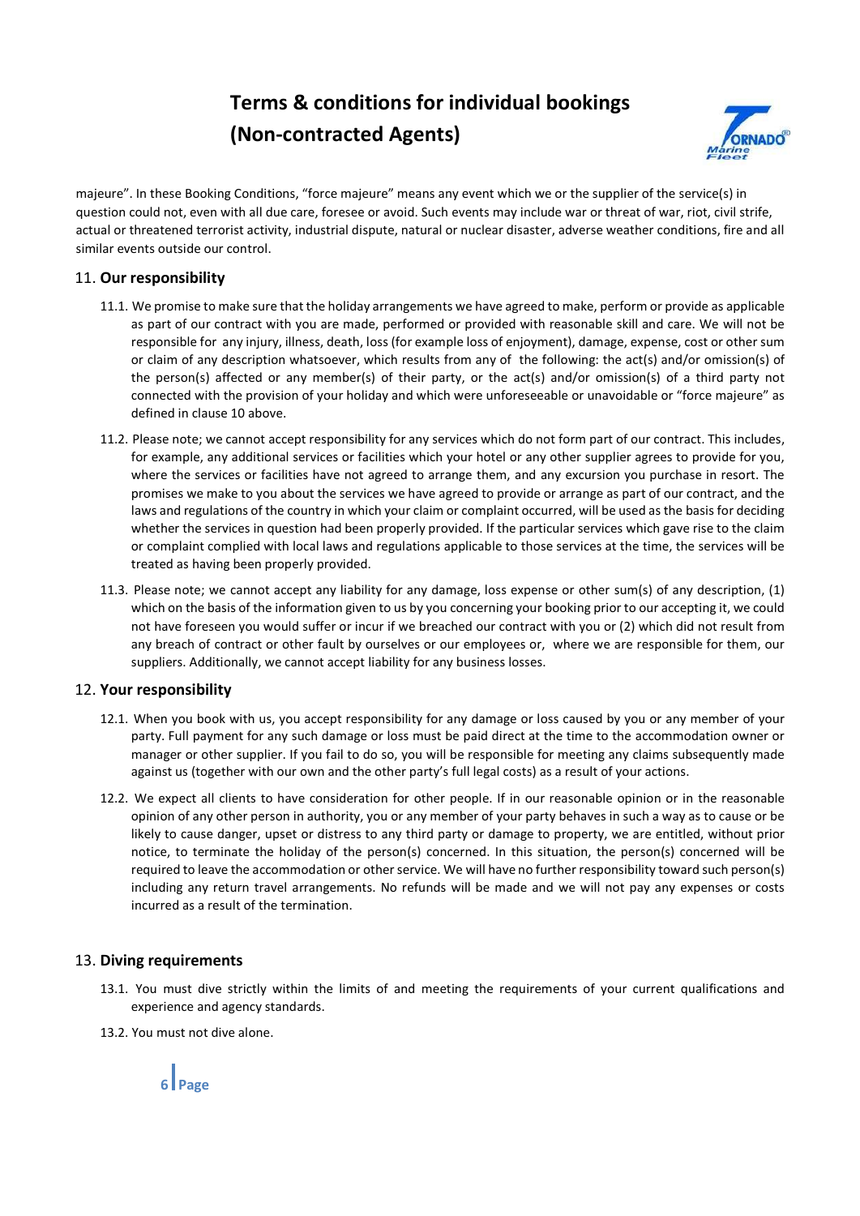majeure". In these Booking Conditions, "force majeure" means any event which we or the supplier of the service(s) in question could not, even with all due care, foresee or avoid. Such events may include war or threat of war, riot, civil strife, actual or threatened terrorist activity, industrial dispute, natural or nuclear disaster, adverse weather conditions, fire and all similar events outside our control.

## 11. **Our responsibility**

11.1. We promise to make sure that the holiday arrangements we have agreed to make, perform or provide as applicable as part of our contract with you are made, performed or provided with reasonable skill and care. We will not be responsible for any injury, illness, death, loss (for example loss of enjoyment), damage, expense, cost or other sum or claim of any description whatsoever, which results from any of the following: the act(s) and/or omission(s) of the person(s) affected or any member(s) of their party, or the act(s) and/or omission(s) of a third party not connected with the provision of your holiday and which were unforeseeable or unavoidable or "force majeure" as defined in clause 10 above.

11.2. Please note; we cannot accept responsibility for any services which do not form part of our contract. This includes, for example, any additional services or facilities which your hotel or any other supplier agrees to provide for you, where the services or facilities have not agreed to arrange them, and any excursion you purchase in resort. The promises we make to you about the services we have agreed to provide or arrange as part of our contract, and the laws and regulations of the country in which your claim or complaint occurred, will be used as the basis for deciding whether the services in question had been properly provided. If the particular services which gave rise to the claim or complaint complied with local laws and regulations applicable to those services at the time, the services will be treated as having been properly provided.

11.3. Please note; we cannot accept any liability for any damage, loss expense or other sum(s) of any description, (1) which on the basis of the information given to us by you concerning your booking prior to our accepting it, we could not have foreseen you would suffer or incur if we breached our contract with you or (2) which did not result from any breach of contract or other fault by ourselves or our employees or, where we are responsible for them, our suppliers. Additionally, we cannot accept liability for any business losses.

## 12. **Your responsibility**

12.1. When you book with us, you accept responsibility for any damage or loss caused by you or any member of your party. Full payment for any such damage or loss must be paid direct at the time to the accommodation owner or manager or other supplier. If you fail to do so, you will be responsible for meeting any claims subsequently made against us (together with our own and the other party's full legal costs) as a result of your actions.

12.2. We expect all clients to have consideration for other people. If in our reasonable opinion or in the reasonable opinion of any other person in authority, you or any member of your party behaves in such a way as to cause or be likely to cause danger, upset or distress to any third party or damage to property, we are entitled, without prior notice, to terminate the holiday of the person(s) concerned. In this situation, the person(s) concerned will be required to leave the accommodation or other service. We will have no further responsibility toward such person(s) including any return travel arrangements. No refunds will be made and we will not pay any expenses or costs incurred as a result of the termination.

## 13. **Diving requirements**

13.1. You must dive strictly within the limits of and meeting the requirements of your current qualifications and experience and agency standards.

13.2. You must not dive alone.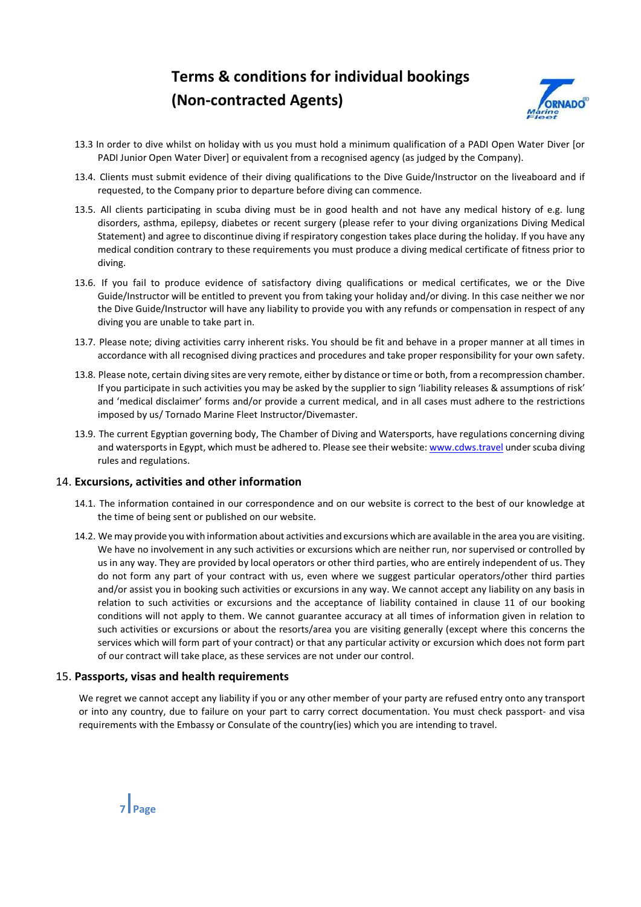13.3 In order to dive whilst on holiday with us you must hold a minimum qualification of a PADI Open Water Diver [or PADI Junior Open Water Diver] or equivalent from a recognised agency (as judged by the Company).

13.4. Clients must submit evidence of their diving qualifications to the Dive Guide/Instructor on the liveaboard and if requested, to the Company prior to departure before diving can commence.

13.5. All clients participating in scuba diving must be in good health and not have any medical history of e.g. lung disorders, asthma, epilepsy, diabetes or recent surgery (please refer to your diving organizations Diving Medical Statement) and agree to discontinue diving if respiratory congestion takes place during the holiday. If you have any medical condition contrary to these requirements you must produce a diving medical certificate of fitness prior to diving.

13.6. If you fail to produce evidence of satisfactory diving qualifications or medical certificates, we or the Dive Guide/Instructor will be entitled to prevent you from taking your holiday and/or diving. In this case neither we nor the Dive Guide/Instructor will have any liability to provide you with any refunds or compensation in respect of any diving you are unable to take part in.

13.7. Please note; diving activities carry inherent risks. You should be fit and behave in a proper manner at all times in accordance with all recognised diving practices and procedures and take proper responsibility for your own safety.

13.8. Please note, certain diving sites are very remote, either by distance or time or both, from a recompression chamber. If you participate in such activities you may be asked by the supplier to sign 'liability releases & assumptions of risk' and 'medical disclaimer' forms and/or provide a current medical, and in all cases must adhere to the restrictions imposed by us/ Tornado Marine Fleet Instructor/Divemaster.

13.9. The current Egyptian governing body, The Chamber of Diving and Watersports, have regulations concerning diving and watersports in Egypt, which must be adhered to. Please see their website: www.cdws.travel under scuba diving rules and regulations.

## 14. Excursions, activities and other information

14.1. The information contained in our correspondence and on our website is correct to the best of our knowledge at the time of being sent or published on our website.

14.2. We may provide you with information about activities and excursions which are available in the area you are visiting. We have no involvement in any such activities or excursions which are neither run, nor supervised or controlled by us in any way. They are provided by local operators or other third parties, who are entirely independent of us. They do not form any part of your contract with us, even where we suggest particular operators/other third parties and/or assist you in booking such activities or excursions in any way. We cannot accept any liability on any basis in relation to such activities or excursions and the acceptance of liability contained in clause 11 of our booking conditions will not apply to them. We cannot guarantee accuracy at all times of information given in relation to such activities or excursions or about the resorts/area you are visiting generally (except where this concerns the services which will form part of your contract) or that any particular activity or excursion which does not form part of our contract will take place, as these services are not under our control.

## 15. Passports, visas and health requirements

We regret we cannot accept any liability if you or any other member of your party are refused entry onto any transport or into any country, due to failure on your part to carry correct documentation. You must check passport- and visa requirements with the Embassy or Consulate of the country(ies) which you are intending to travel.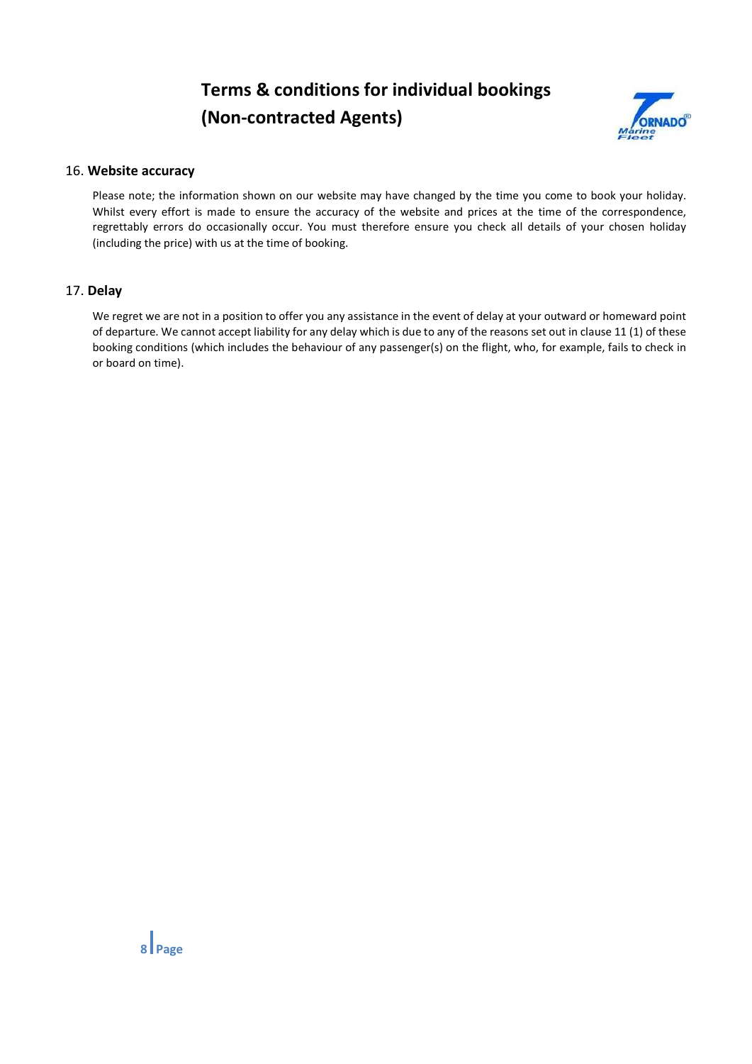## 16. **Website accuracy**

Please note; the information shown on our website may have changed by the time you come to book your holiday. Whilst every effort is made to ensure the accuracy of the website and prices at the time of the correspondence, regrettably errors do occasionally occur. You must therefore ensure you check all details of your chosen holiday (including the price) with us at the time of booking.

## 17. **Delay**

We regret we are not in a position to offer you any assistance in the event of delay at your outward or homeward point of departure. We cannot accept liability for any delay which is due to any of the reasons set out in clause 11 (1) of these booking conditions (which includes the behaviour of any passenger(s) on the flight, who, for example, fails to check in or board on time).